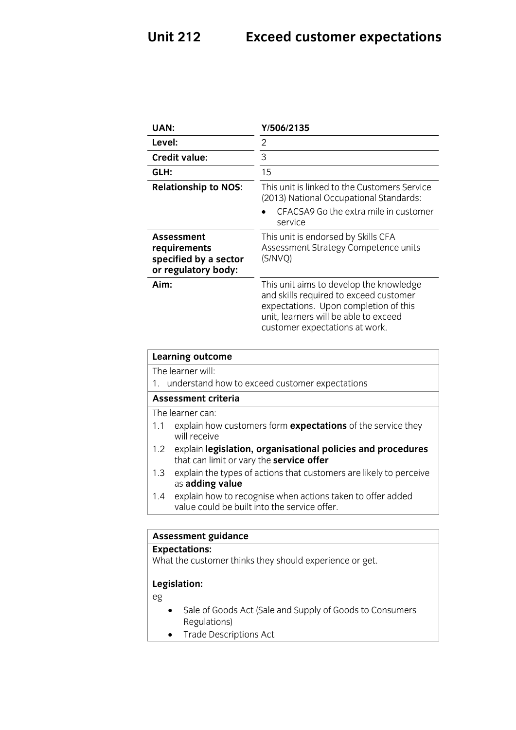# Unit 212 Exceed customer expectations

| | |
|---|---|
| **UAN:** | **Y/506/2135** |
| **Level:** | 2 |
| **Credit value:** | 3 |
| **GLH:** | 15 |
| **Relationship to NOS:** | This unit is linked to the Customers Service (2013) National Occupational Standards:<br>• CFACSA9 Go the extra mile in customer service |
| **Assessment requirements specified by a sector or regulatory body:** | This unit is endorsed by Skills CFA Assessment Strategy Competence units (S/NVQ) |
| **Aim:** | This unit aims to develop the knowledge and skills required to exceed customer expectations. Upon completion of this unit, learners will be able to exceed customer expectations at work. |

**Learning outcome**

The learner will:

1. understand how to exceed customer expectations

**Assessment criteria**

The learner can:

1.1 explain how customers form **expectations** of the service they will receive

1.2 explain **legislation, organisational policies and procedures** that can limit or vary the **service offer**

1.3 explain the types of actions that customers are likely to perceive as **adding value**

1.4 explain how to recognise when actions taken to offer added value could be built into the service offer.

**Assessment guidance**

**Expectations:**

What the customer thinks they should experience or get.

**Legislation:**

eg

- Sale of Goods Act (Sale and Supply of Goods to Consumers Regulations)
- Trade Descriptions Act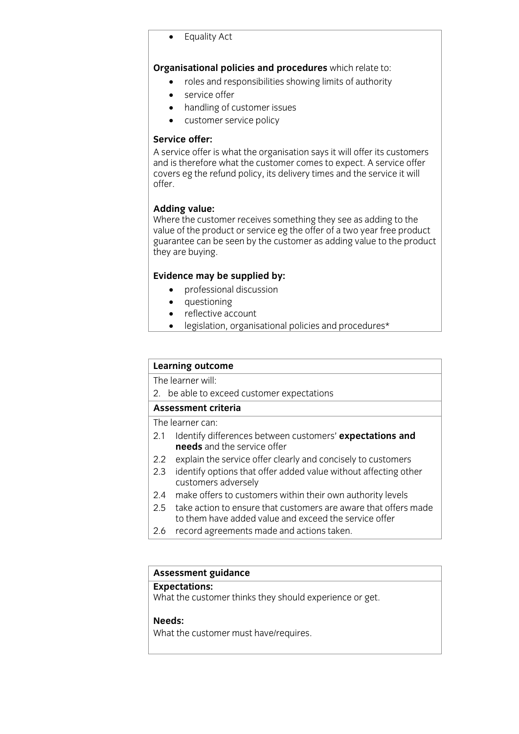- Equality Act

**Organisational policies and procedures** which relate to:

- roles and responsibilities showing limits of authority
- service offer
- handling of customer issues
- customer service policy

**Service offer:**
A service offer is what the organisation says it will offer its customers and is therefore what the customer comes to expect. A service offer covers eg the refund policy, its delivery times and the service it will offer.

**Adding value:**
Where the customer receives something they see as adding to the value of the product or service eg the offer of a two year free product guarantee can be seen by the customer as adding value to the product they are buying.

**Evidence may be supplied by:**

- professional discussion
- questioning
- reflective account
- legislation, organisational policies and procedures*

**Learning outcome**

The learner will:

2. be able to exceed customer expectations

**Assessment criteria**

The learner can:

2.1 Identify differences between customers' **expectations and needs** and the service offer
2.2 explain the service offer clearly and concisely to customers
2.3 identify options that offer added value without affecting other customers adversely
2.4 make offers to customers within their own authority levels
2.5 take action to ensure that customers are aware that offers made to them have added value and exceed the service offer
2.6 record agreements made and actions taken.

**Assessment guidance**

**Expectations:**
What the customer thinks they should experience or get.

**Needs:**
What the customer must have/requires.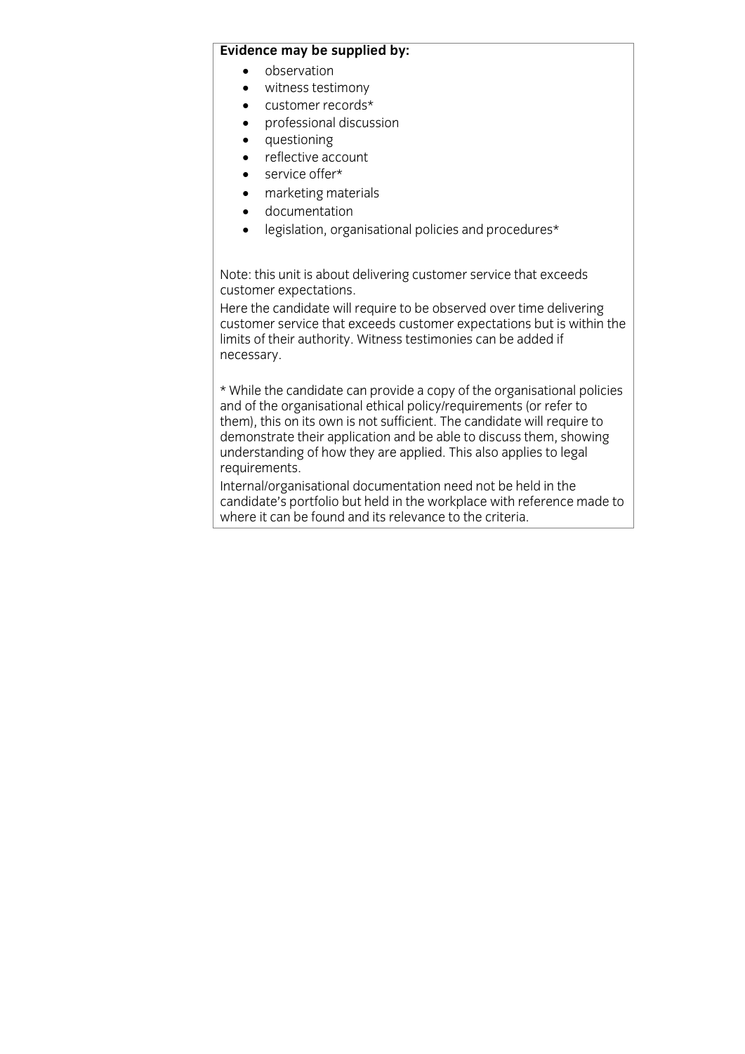**Evidence may be supplied by:**

- observation
- witness testimony
- customer records*
- professional discussion
- questioning
- reflective account
- service offer*
- marketing materials
- documentation
- legislation, organisational policies and procedures*

Note: this unit is about delivering customer service that exceeds customer expectations.

Here the candidate will require to be observed over time delivering customer service that exceeds customer expectations but is within the limits of their authority. Witness testimonies can be added if necessary.

* While the candidate can provide a copy of the organisational policies and of the organisational ethical policy/requirements (or refer to them), this on its own is not sufficient. The candidate will require to demonstrate their application and be able to discuss them, showing understanding of how they are applied. This also applies to legal requirements.

Internal/organisational documentation need not be held in the candidate's portfolio but held in the workplace with reference made to where it can be found and its relevance to the criteria.